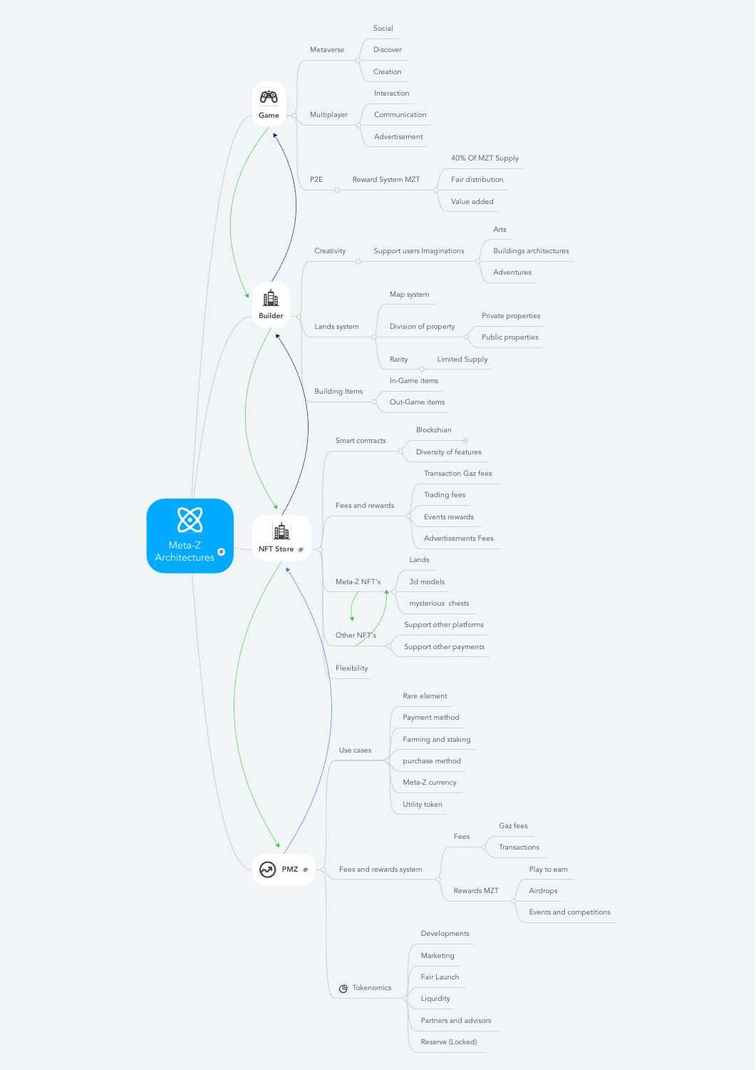# Meta-Z Architectures

## Game

- Metaverse
  - Social
  - Discover
  - Creation
- Multiplayer
  - Interaction
  - Communication
  - Advertisement
- P2E
  - Reward System MZT
    - 40% Of MZT Supply
    - Fair distribution
    - Value added

## Builder

- Creativity
  - Support users Imaginations
    - Arts
    - Buildings architectures
    - Adventures
- Lands system
  - Map system
  - Division of property
    - Private properties
    - Public properties
  - Rarity
    - Limited Supply
- Building Items
  - In-Game items
  - Out-Game items

## NFT Store

- Smart contracts
  - Blockchian
  - Diversity of features
- Fees and rewards
  - Transaction Gaz fees
  - Trading fees
  - Events rewards
  - Advertisements Fees
- Meta-Z NFT's
  - Lands
  - 3d models
  - mysterious chests
- Other NFT's
  - Support other platforms
  - Support other payments
- Flexibility

## PMZ

- Use cases
  - Rare element
  - Payment method
  - Farming and staking
  - purchase method
  - Meta-Z currency
  - Utility token
- Fees and rewards system
  - Fees
    - Gaz fees
    - Transactions
  - Rewards MZT
    - Play to earn
    - Airdrops
    - Events and competitions
- Tokenomics
  - Developments
  - Marketing
  - Fair Launch
  - Liquidity
  - Partners and advisors
  - Reserve (Locked)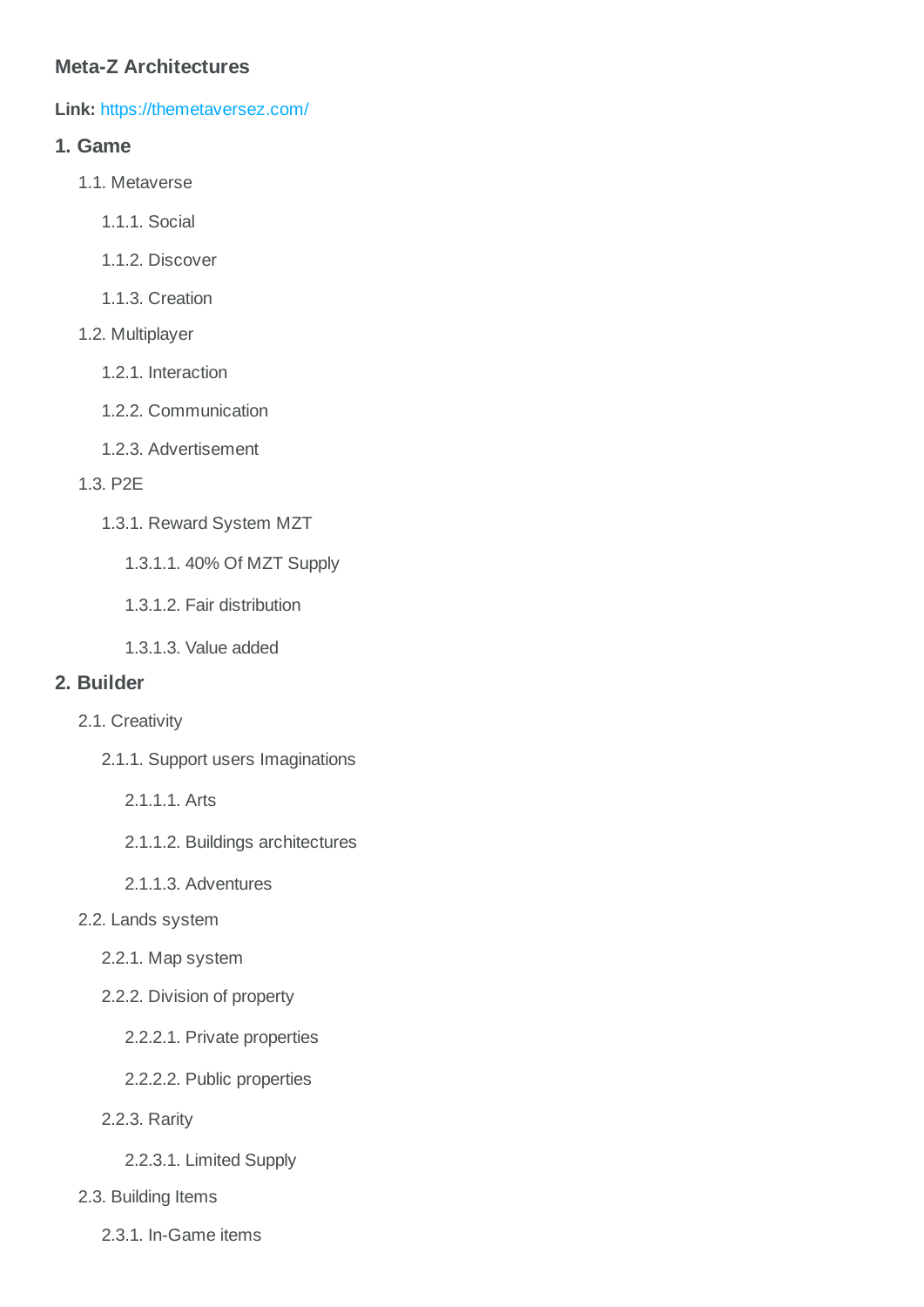**Meta-Z Architectures**

**Link:** https://themetaversez.com/

## 1. Game

- 1.1. Metaverse
    - 1.1.1. Social
    - 1.1.2. Discover
    - 1.1.3. Creation
- 1.2. Multiplayer
    - 1.2.1. Interaction
    - 1.2.2. Communication
    - 1.2.3. Advertisement
- 1.3. P2E
    - 1.3.1. Reward System MZT
        - 1.3.1.1. 40% Of MZT Supply
        - 1.3.1.2. Fair distribution
        - 1.3.1.3. Value added

## 2. Builder

- 2.1. Creativity
    - 2.1.1. Support users Imaginations
        - 2.1.1.1. Arts
        - 2.1.1.2. Buildings architectures
        - 2.1.1.3. Adventures
- 2.2. Lands system
    - 2.2.1. Map system
    - 2.2.2. Division of property
        - 2.2.2.1. Private properties
        - 2.2.2.2. Public properties
    - 2.2.3. Rarity
        - 2.2.3.1. Limited Supply
- 2.3. Building Items
    - 2.3.1. In-Game items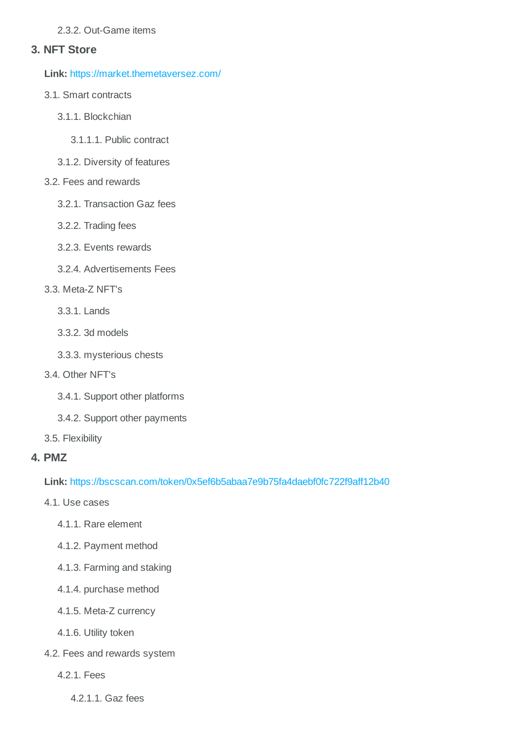2.3.2. Out-Game items

## 3. NFT Store

**Link:** https://market.themetaversez.com/

3.1. Smart contracts

3.1.1. Blockchian

3.1.1.1. Public contract

3.1.2. Diversity of features

3.2. Fees and rewards

3.2.1. Transaction Gaz fees

3.2.2. Trading fees

3.2.3. Events rewards

3.2.4. Advertisements Fees

3.3. Meta-Z NFT's

3.3.1. Lands

3.3.2. 3d models

3.3.3. mysterious chests

3.4. Other NFT's

3.4.1. Support other platforms

3.4.2. Support other payments

3.5. Flexibility

## 4. PMZ

**Link:** https://bscscan.com/token/0x5ef6b5abaa7e9b75fa4daebf0fc722f9aff12b40

4.1. Use cases

4.1.1. Rare element

4.1.2. Payment method

4.1.3. Farming and staking

4.1.4. purchase method

4.1.5. Meta-Z currency

4.1.6. Utility token

4.2. Fees and rewards system

4.2.1. Fees

4.2.1.1. Gaz fees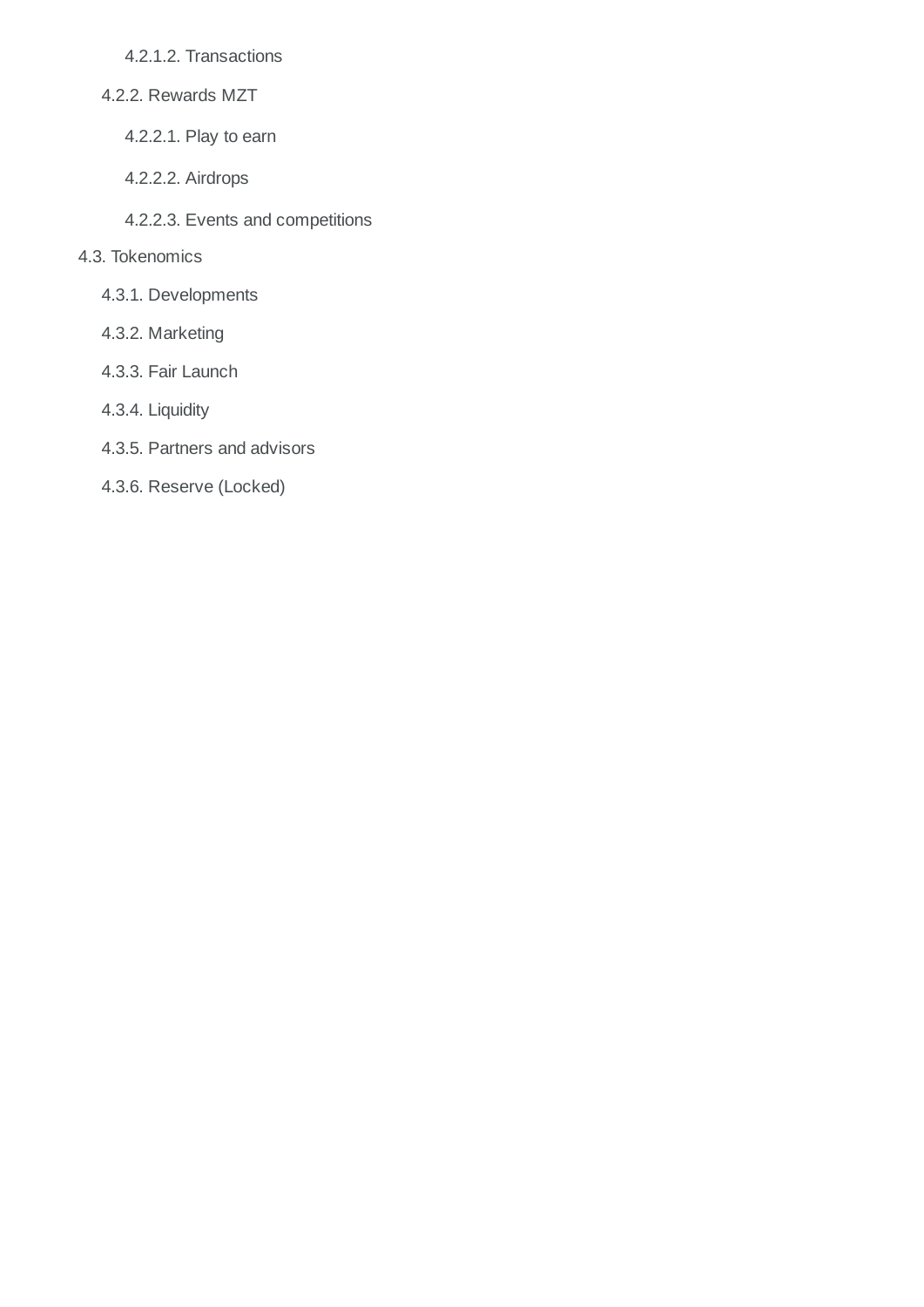- 4.2.1.2. Transactions
- 4.2.2. Rewards MZT
  - 4.2.2.1. Play to earn
  - 4.2.2.2. Airdrops
  - 4.2.2.3. Events and competitions
- 4.3. Tokenomics
  - 4.3.1. Developments
  - 4.3.2. Marketing
  - 4.3.3. Fair Launch
  - 4.3.4. Liquidity
  - 4.3.5. Partners and advisors
  - 4.3.6. Reserve (Locked)